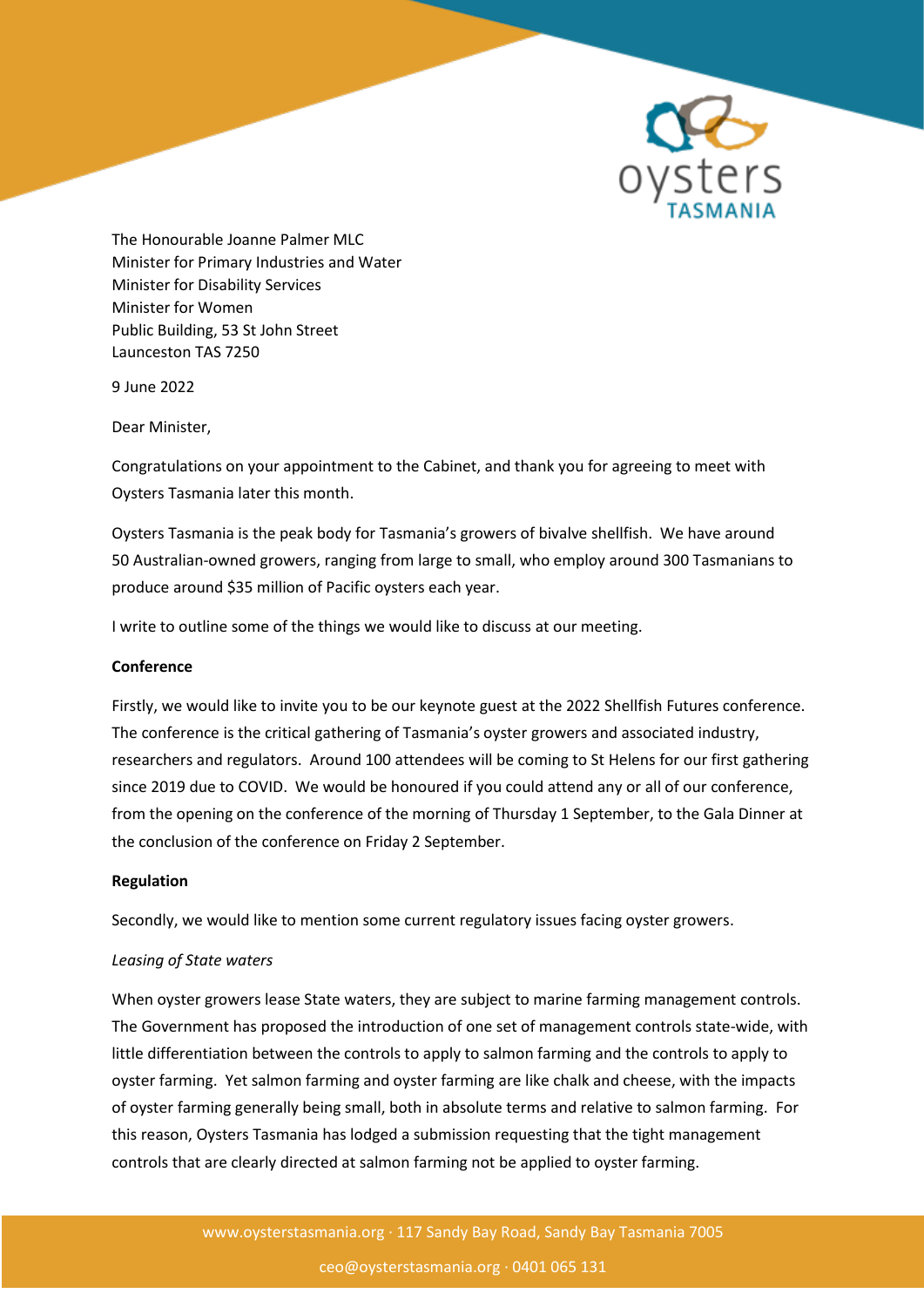oysters TASMANIA

The Honourable Joanne Palmer MLC
Minister for Primary Industries and Water
Minister for Disability Services
Minister for Women
Public Building, 53 St John Street
Launceston TAS 7250

9 June 2022

Dear Minister,

Congratulations on your appointment to the Cabinet, and thank you for agreeing to meet with Oysters Tasmania later this month.

Oysters Tasmania is the peak body for Tasmania's growers of bivalve shellfish. We have around 50 Australian-owned growers, ranging from large to small, who employ around 300 Tasmanians to produce around $35 million of Pacific oysters each year.

I write to outline some of the things we would like to discuss at our meeting.

**Conference**

Firstly, we would like to invite you to be our keynote guest at the 2022 Shellfish Futures conference. The conference is the critical gathering of Tasmania's oyster growers and associated industry, researchers and regulators. Around 100 attendees will be coming to St Helens for our first gathering since 2019 due to COVID. We would be honoured if you could attend any or all of our conference, from the opening on the conference of the morning of Thursday 1 September, to the Gala Dinner at the conclusion of the conference on Friday 2 September.

**Regulation**

Secondly, we would like to mention some current regulatory issues facing oyster growers.

*Leasing of State waters*

When oyster growers lease State waters, they are subject to marine farming management controls. The Government has proposed the introduction of one set of management controls state-wide, with little differentiation between the controls to apply to salmon farming and the controls to apply to oyster farming. Yet salmon farming and oyster farming are like chalk and cheese, with the impacts of oyster farming generally being small, both in absolute terms and relative to salmon farming. For this reason, Oysters Tasmania has lodged a submission requesting that the tight management controls that are clearly directed at salmon farming not be applied to oyster farming.

www.oysterstasmania.org · 117 Sandy Bay Road, Sandy Bay Tasmania 7005

ceo@oysterstasmania.org · 0401 065 131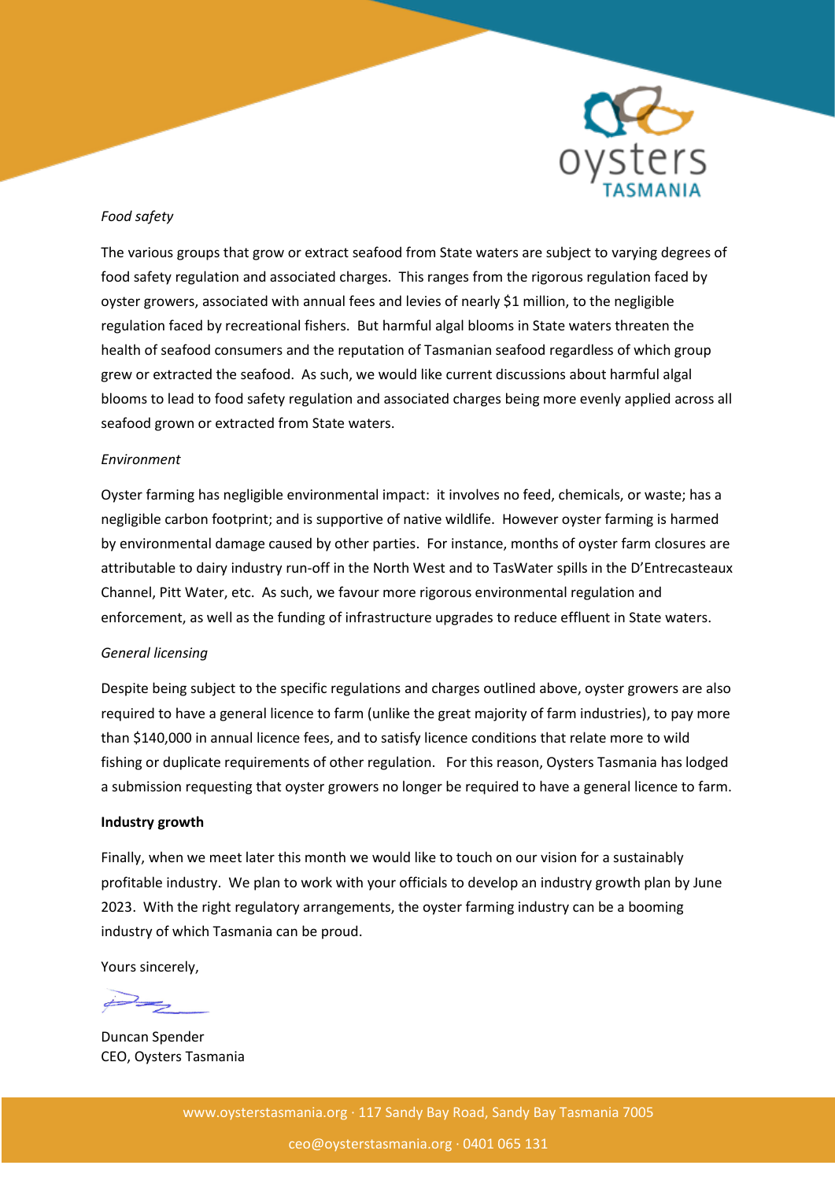*Food safety*

The various groups that grow or extract seafood from State waters are subject to varying degrees of food safety regulation and associated charges. This ranges from the rigorous regulation faced by oyster growers, associated with annual fees and levies of nearly $1 million, to the negligible regulation faced by recreational fishers. But harmful algal blooms in State waters threaten the health of seafood consumers and the reputation of Tasmanian seafood regardless of which group grew or extracted the seafood. As such, we would like current discussions about harmful algal blooms to lead to food safety regulation and associated charges being more evenly applied across all seafood grown or extracted from State waters.

*Environment*

Oyster farming has negligible environmental impact: it involves no feed, chemicals, or waste; has a negligible carbon footprint; and is supportive of native wildlife. However oyster farming is harmed by environmental damage caused by other parties. For instance, months of oyster farm closures are attributable to dairy industry run-off in the North West and to TasWater spills in the D'Entrecasteaux Channel, Pitt Water, etc. As such, we favour more rigorous environmental regulation and enforcement, as well as the funding of infrastructure upgrades to reduce effluent in State waters.

*General licensing*

Despite being subject to the specific regulations and charges outlined above, oyster growers are also required to have a general licence to farm (unlike the great majority of farm industries), to pay more than $140,000 in annual licence fees, and to satisfy licence conditions that relate more to wild fishing or duplicate requirements of other regulation. For this reason, Oysters Tasmania has lodged a submission requesting that oyster growers no longer be required to have a general licence to farm.

**Industry growth**

Finally, when we meet later this month we would like to touch on our vision for a sustainably profitable industry. We plan to work with your officials to develop an industry growth plan by June 2023. With the right regulatory arrangements, the oyster farming industry can be a booming industry of which Tasmania can be proud.

Yours sincerely,

Duncan Spender
CEO, Oysters Tasmania

www.oysterstasmania.org · 117 Sandy Bay Road, Sandy Bay Tasmania 7005

ceo@oysterstasmania.org · 0401 065 131